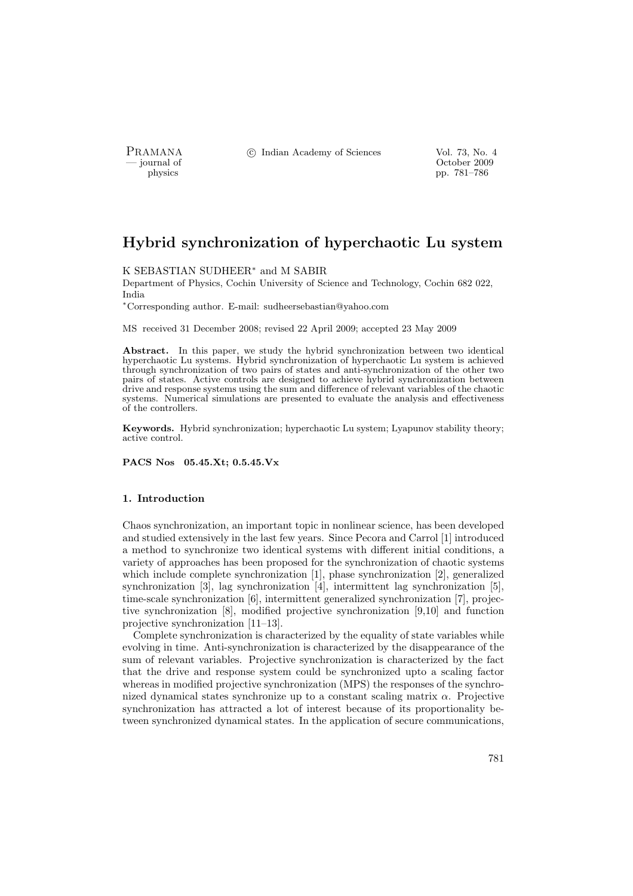# Hybrid synchronization of hyperchaotic Lu system

K SEBASTIAN SUDHEER* and M SABIR

Department of Physics, Cochin University of Science and Technology, Cochin 682 022, India

*Corresponding author. E-mail: sudheersebastian@yahoo.com

MS received 31 December 2008; revised 22 April 2009; accepted 23 May 2009

**Abstract.** In this paper, we study the hybrid synchronization between two identical hyperchaotic Lu systems. Hybrid synchronization of hyperchaotic Lu system is achieved through synchronization of two pairs of states and anti-synchronization of the other two pairs of states. Active controls are designed to achieve hybrid synchronization between drive and response systems using the sum and difference of relevant variables of the chaotic systems. Numerical simulations are presented to evaluate the analysis and effectiveness of the controllers.

**Keywords.** Hybrid synchronization; hyperchaotic Lu system; Lyapunov stability theory; active control.

**PACS Nos 05.45.Xt; 0.5.45.Vx**

## 1. Introduction

Chaos synchronization, an important topic in nonlinear science, has been developed and studied extensively in the last few years. Since Pecora and Carrol [1] introduced a method to synchronize two identical systems with different initial conditions, a variety of approaches has been proposed for the synchronization of chaotic systems which include complete synchronization [1], phase synchronization [2], generalized synchronization [3], lag synchronization [4], intermittent lag synchronization [5], time-scale synchronization [6], intermittent generalized synchronization [7], projective synchronization [8], modified projective synchronization [9,10] and function projective synchronization [11–13].

Complete synchronization is characterized by the equality of state variables while evolving in time. Anti-synchronization is characterized by the disappearance of the sum of relevant variables. Projective synchronization is characterized by the fact that the drive and response system could be synchronized upto a scaling factor whereas in modified projective synchronization (MPS) the responses of the synchronized dynamical states synchronize up to a constant scaling matrix $\alpha$. Projective synchronization has attracted a lot of interest because of its proportionality between synchronized dynamical states. In the application of secure communications,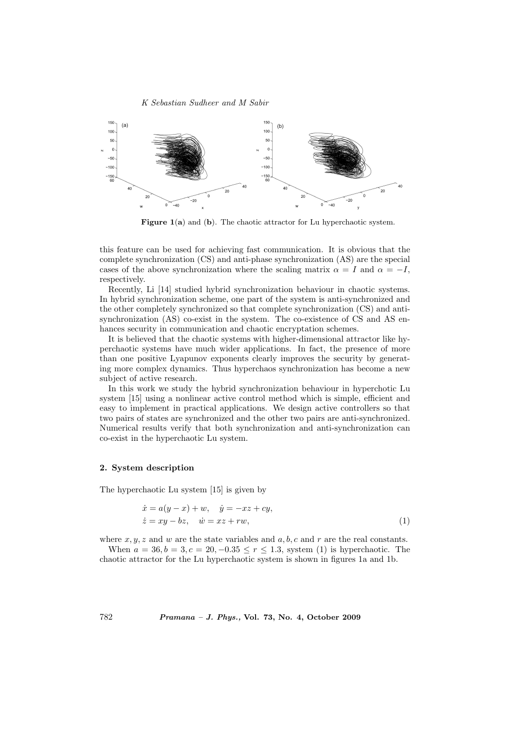**Figure 1(a)** and **(b)**. The chaotic attractor for Lu hyperchaotic system.

this feature can be used for achieving fast communication. It is obvious that the complete synchronization (CS) and anti-phase synchronization (AS) are the special cases of the above synchronization where the scaling matrix $\alpha = I$ and $\alpha = -I$, respectively.

Recently, Li [14] studied hybrid synchronization behaviour in chaotic systems. In hybrid synchronization scheme, one part of the system is anti-synchronized and the other completely synchronized so that complete synchronization (CS) and anti-synchronization (AS) co-exist in the system. The co-existence of CS and AS enhances security in communication and chaotic encryptation schemes.

It is believed that the chaotic systems with higher-dimensional attractor like hyperchaotic systems have much wider applications. In fact, the presence of more than one positive Lyapunov exponents clearly improves the security by generating more complex dynamics. Thus hyperchaos synchronization has become a new subject of active research.

In this work we study the hybrid synchronization behaviour in hyperchotic Lu system [15] using a nonlinear active control method which is simple, efficient and easy to implement in practical applications. We design active controllers so that two pairs of states are synchronized and the other two pairs are anti-synchronized. Numerical results verify that both synchronization and anti-synchronization can co-exist in the hyperchaotic Lu system.

## 2. System description

The hyperchaotic Lu system [15] is given by

$$\begin{aligned} \dot{x} &= a(y - x) + w, \quad \dot{y} = -xz + cy, \\ \dot{z} &= xy - bz, \quad \dot{w} = xz + rw, \end{aligned} \tag{1}$$

where $x, y, z$ and $w$ are the state variables and $a, b, c$ and $r$ are the real constants.

When $a = 36, b = 3, c = 20, -0.35 \leq r \leq 1.3$, system (1) is hyperchaotic. The chaotic attractor for the Lu hyperchaotic system is shown in figures 1a and 1b.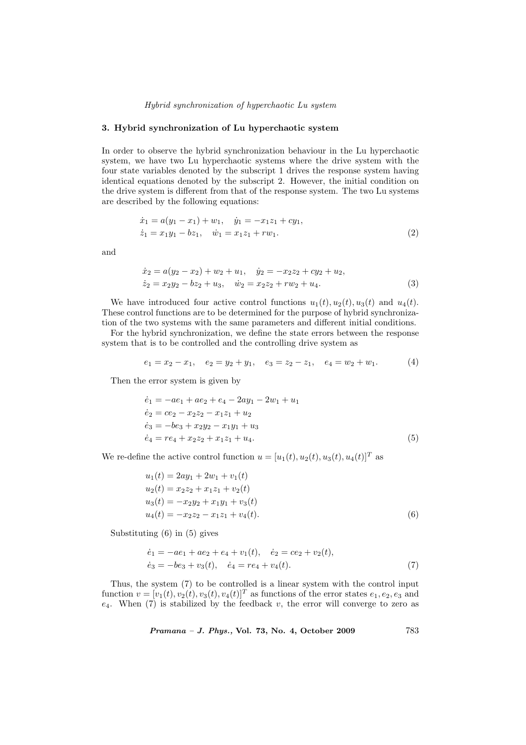## 3. Hybrid synchronization of Lu hyperchaotic system

In order to observe the hybrid synchronization behaviour in the Lu hyperchaotic system, we have two Lu hyperchaotic systems where the drive system with the four state variables denoted by the subscript 1 drives the response system having identical equations denoted by the subscript 2. However, the initial condition on the drive system is different from that of the response system. The two Lu systems are described by the following equations:

$$\begin{aligned}
&\dot{x}_1 = a(y_1 - x_1) + w_1, \quad \dot{y}_1 = -x_1 z_1 + c y_1, \\
&\dot{z}_1 = x_1 y_1 - b z_1, \quad \dot{w}_1 = x_1 z_1 + r w_1.
\end{aligned} \tag{2}$$

and

$$\begin{aligned}
&\dot{x}_2 = a(y_2 - x_2) + w_2 + u_1, \quad \dot{y}_2 = -x_2 z_2 + c y_2 + u_2, \\
&\dot{z}_2 = x_2 y_2 - b z_2 + u_3, \quad \dot{w}_2 = x_2 z_2 + r w_2 + u_4.
\end{aligned} \tag{3}$$

We have introduced four active control functions $u_1(t), u_2(t), u_3(t)$ and $u_4(t)$. These control functions are to be determined for the purpose of hybrid synchronization of the two systems with the same parameters and different initial conditions.

For the hybrid synchronization, we define the state errors between the response system that is to be controlled and the controlling drive system as

$$e_1 = x_2 - x_1, \quad e_2 = y_2 + y_1, \quad e_3 = z_2 - z_1, \quad e_4 = w_2 + w_1. \tag{4}$$

Then the error system is given by

$$\begin{aligned}
&\dot{e}_1 = -a e_1 + a e_2 + e_4 - 2a y_1 - 2 w_1 + u_1 \\
&\dot{e}_2 = c e_2 - x_2 z_2 - x_1 z_1 + u_2 \\
&\dot{e}_3 = -b e_3 + x_2 y_2 - x_1 y_1 + u_3 \\
&\dot{e}_4 = r e_4 + x_2 z_2 + x_1 z_1 + u_4.
\end{aligned} \tag{5}$$

We re-define the active control function $u = [u_1(t), u_2(t), u_3(t), u_4(t)]^T$ as

$$\begin{aligned}
&u_1(t) = 2a y_1 + 2 w_1 + v_1(t) \\
&u_2(t) = x_2 z_2 + x_1 z_1 + v_2(t) \\
&u_3(t) = -x_2 y_2 + x_1 y_1 + v_3(t) \\
&u_4(t) = -x_2 z_2 - x_1 z_1 + v_4(t).
\end{aligned} \tag{6}$$

Substituting (6) in (5) gives

$$\begin{aligned}
&\dot{e}_1 = -a e_1 + a e_2 + e_4 + v_1(t), \quad \dot{e}_2 = c e_2 + v_2(t), \\
&\dot{e}_3 = -b e_3 + v_3(t), \quad \dot{e}_4 = r e_4 + v_4(t).
\end{aligned} \tag{7}$$

Thus, the system (7) to be controlled is a linear system with the control input function $v = [v_1(t), v_2(t), v_3(t), v_4(t)]^T$ as functions of the error states $e_1, e_2, e_3$ and $e_4$. When (7) is stabilized by the feedback $v$, the error will converge to zero as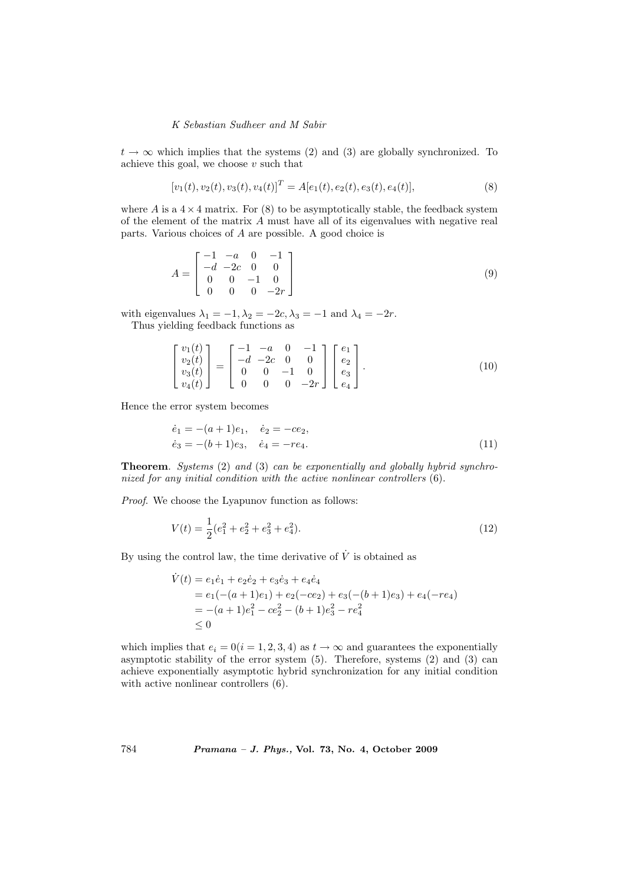$t \to \infty$ which implies that the systems (2) and (3) are globally synchronized. To achieve this goal, we choose $v$ such that

$$[v_1(t), v_2(t), v_3(t), v_4(t)]^T = A[e_1(t), e_2(t), e_3(t), e_4(t)], \tag{8}$$

where $A$ is a $4 \times 4$ matrix. For (8) to be asymptotically stable, the feedback system of the element of the matrix $A$ must have all of its eigenvalues with negative real parts. Various choices of $A$ are possible. A good choice is

$$A = \begin{bmatrix} -1 & -a & 0 & -1 \\ -d & -2c & 0 & 0 \\ 0 & 0 & -1 & 0 \\ 0 & 0 & 0 & -2r \end{bmatrix} \tag{9}$$

with eigenvalues $\lambda_1 = -1, \lambda_2 = -2c, \lambda_3 = -1$ and $\lambda_4 = -2r$.

Thus yielding feedback functions as

$$\begin{bmatrix} v_1(t) \\ v_2(t) \\ v_3(t) \\ v_4(t) \end{bmatrix} = \begin{bmatrix} -1 & -a & 0 & -1 \\ -d & -2c & 0 & 0 \\ 0 & 0 & -1 & 0 \\ 0 & 0 & 0 & -2r \end{bmatrix} \begin{bmatrix} e_1 \\ e_2 \\ e_3 \\ e_4 \end{bmatrix}. \tag{10}$$

Hence the error system becomes

$$\begin{aligned} \dot{e}_1 &= -(a+1)e_1, \quad \dot{e}_2 = -ce_2, \\ \dot{e}_3 &= -(b+1)e_3, \quad \dot{e}_4 = -re_4. \end{aligned} \tag{11}$$

**Theorem**. *Systems* (2) *and* (3) *can be exponentially and globally hybrid synchronized for any initial condition with the active nonlinear controllers* (6).

*Proof*. We choose the Lyapunov function as follows:

$$V(t) = \frac{1}{2}(e_1^2 + e_2^2 + e_3^2 + e_4^2). \tag{12}$$

By using the control law, the time derivative of $\dot{V}$ is obtained as

$$\begin{aligned} \dot{V}(t) &= e_1\dot{e}_1 + e_2\dot{e}_2 + e_3\dot{e}_3 + e_4\dot{e}_4 \\ &= e_1(-(a+1)e_1) + e_2(-ce_2) + e_3(-(b+1)e_3) + e_4(-re_4) \\ &= -(a+1)e_1^2 - ce_2^2 - (b+1)e_3^2 - re_4^2 \\ &\leq 0 \end{aligned}$$

which implies that $e_i = 0 (i = 1, 2, 3, 4)$ as $t \to \infty$ and guarantees the exponentially asymptotic stability of the error system (5). Therefore, systems (2) and (3) can achieve exponentially asymptotic hybrid synchronization for any initial condition with active nonlinear controllers (6).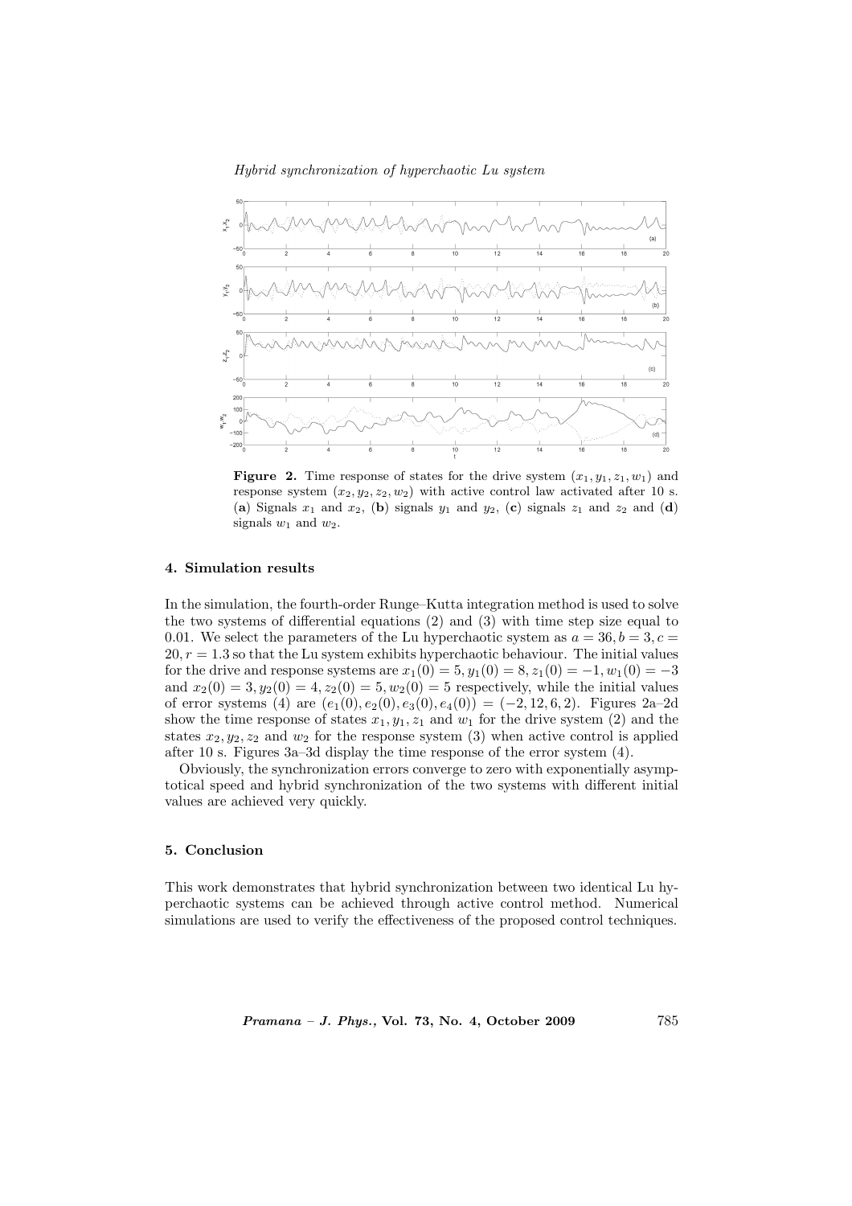**Figure 2.** Time response of states for the drive system $(x_1, y_1, z_1, w_1)$ and response system $(x_2, y_2, z_2, w_2)$ with active control law activated after 10 s. (**a**) Signals $x_1$ and $x_2$, (**b**) signals $y_1$ and $y_2$, (**c**) signals $z_1$ and $z_2$ and (**d**) signals $w_1$ and $w_2$.

## 4. Simulation results

In the simulation, the fourth-order Runge–Kutta integration method is used to solve the two systems of differential equations (2) and (3) with time step size equal to 0.01. We select the parameters of the Lu hyperchaotic system as $a = 36, b = 3, c = 20, r = 1.3$ so that the Lu system exhibits hyperchaotic behaviour. The initial values for the drive and response systems are $x_1(0) = 5, y_1(0) = 8, z_1(0) = -1, w_1(0) = -3$ and $x_2(0) = 3, y_2(0) = 4, z_2(0) = 5, w_2(0) = 5$ respectively, while the initial values of error systems (4) are $(e_1(0), e_2(0), e_3(0), e_4(0)) = (-2, 12, 6, 2)$. Figures 2a–2d show the time response of states $x_1, y_1, z_1$ and $w_1$ for the drive system (2) and the states $x_2, y_2, z_2$ and $w_2$ for the response system (3) when active control is applied after 10 s. Figures 3a–3d display the time response of the error system (4).

Obviously, the synchronization errors converge to zero with exponentially asymptotical speed and hybrid synchronization of the two systems with different initial values are achieved very quickly.

## 5. Conclusion

This work demonstrates that hybrid synchronization between two identical Lu hyperchaotic systems can be achieved through active control method. Numerical simulations are used to verify the effectiveness of the proposed control techniques.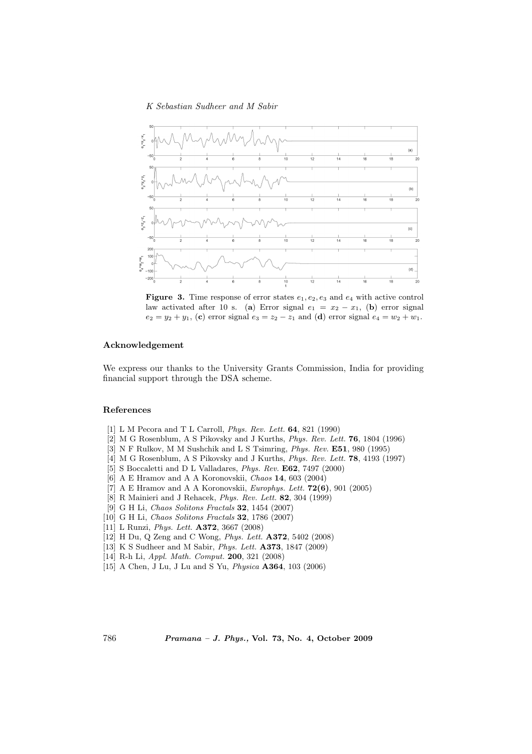50
0
−50
$e_1=x_2-x_1$
(a)
0 2 4 6 8 10 12 14 16 18 20

50
0
−50
$e_2=y_2+y_1$
(b)
0 2 4 6 8 10 12 14 16 18 20

50
0
−50
$e_3=z_2-z_1$
(c)
0 2 4 6 8 10 12 14 16 18 20

200
100
0
−100
−200
$e_4=w_2+w_1$
(d)
0 2 4 6 8 10 12 14 16 18 20
t

**Figure 3.** Time response of error states $e_1, e_2, e_3$ and $e_4$ with active control law activated after 10 s. (**a**) Error signal $e_1 = x_2 - x_1$, (**b**) error signal $e_2 = y_2 + y_1$, (**c**) error signal $e_3 = z_2 - z_1$ and (**d**) error signal $e_4 = w_2 + w_1$.

## Acknowledgement

We express our thanks to the University Grants Commission, India for providing financial support through the DSA scheme.

## References

[1] L M Pecora and T L Carroll, *Phys. Rev. Lett.* **64**, 821 (1990)
[2] M G Rosenblum, A S Pikovsky and J Kurths, *Phys. Rev. Lett.* **76**, 1804 (1996)
[3] N F Rulkov, M M Sushchik and L S Tsimring, *Phys. Rev.* **E51**, 980 (1995)
[4] M G Rosenblum, A S Pikovsky and J Kurths, *Phys. Rev. Lett.* **78**, 4193 (1997)
[5] S Boccaletti and D L Valladares, *Phys. Rev.* **E62**, 7497 (2000)
[6] A E Hramov and A A Koronovskii, *Chaos* **14**, 603 (2004)
[7] A E Hramov and A A Koronovskii, *Europhys. Lett.* **72(6)**, 901 (2005)
[8] R Mainieri and J Rehacek, *Phys. Rev. Lett.* **82**, 304 (1999)
[9] G H Li, *Chaos Solitons Fractals* **32**, 1454 (2007)
[10] G H Li, *Chaos Solitons Fractals* **32**, 1786 (2007)
[11] L Runzi, *Phys. Lett.* **A372**, 3667 (2008)
[12] H Du, Q Zeng and C Wong, *Phys. Lett.* **A372**, 5402 (2008)
[13] K S Sudheer and M Sabir, *Phys. Lett.* **A373**, 1847 (2009)
[14] R-h Li, *Appl. Math. Comput.* **200**, 321 (2008)
[15] A Chen, J Lu, J Lu and S Yu, *Physica* **A364**, 103 (2006)